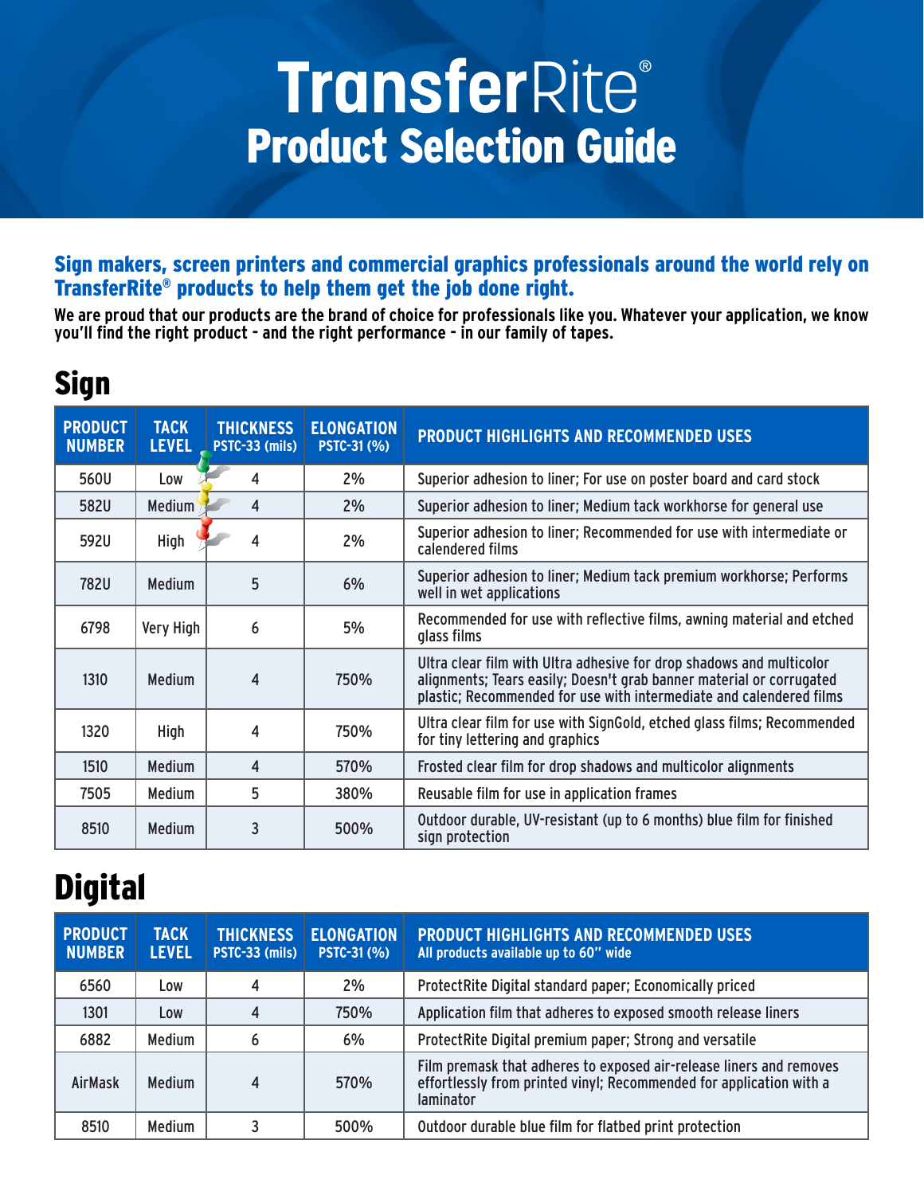# TransferRite®
## Product Selection Guide

**Sign makers, screen printers and commercial graphics professionals around the world rely on TransferRite® products to help them get the job done right.**

**We are proud that our products are the brand of choice for professionals like you. Whatever your application, we know you'll find the right product - and the right performance - in our family of tapes.**

## Sign

| PRODUCT NUMBER | TACK LEVEL | THICKNESS PSTC-33 (mils) | ELONGATION PSTC-31 (%) | PRODUCT HIGHLIGHTS AND RECOMMENDED USES |
|---|---|---|---|---|
| 560U | Low | 4 | 2% | Superior adhesion to liner; For use on poster board and card stock |
| 582U | Medium | 4 | 2% | Superior adhesion to liner; Medium tack workhorse for general use |
| 592U | High | 4 | 2% | Superior adhesion to liner; Recommended for use with intermediate or calendered films |
| 782U | Medium | 5 | 6% | Superior adhesion to liner; Medium tack premium workhorse; Performs well in wet applications |
| 6798 | Very High | 6 | 5% | Recommended for use with reflective films, awning material and etched glass films |
| 1310 | Medium | 4 | 750% | Ultra clear film with Ultra adhesive for drop shadows and multicolor alignments; Tears easily; Doesn't grab banner material or corrugated plastic; Recommended for use with intermediate and calendered films |
| 1320 | High | 4 | 750% | Ultra clear film for use with SignGold, etched glass films; Recommended for tiny lettering and graphics |
| 1510 | Medium | 4 | 570% | Frosted clear film for drop shadows and multicolor alignments |
| 7505 | Medium | 5 | 380% | Reusable film for use in application frames |
| 8510 | Medium | 3 | 500% | Outdoor durable, UV-resistant (up to 6 months) blue film for finished sign protection |

## Digital

| PRODUCT NUMBER | TACK LEVEL | THICKNESS PSTC-33 (mils) | ELONGATION PSTC-31 (%) | PRODUCT HIGHLIGHTS AND RECOMMENDED USES All products available up to 60" wide |
|---|---|---|---|---|
| 6560 | Low | 4 | 2% | ProtectRite Digital standard paper; Economically priced |
| 1301 | Low | 4 | 750% | Application film that adheres to exposed smooth release liners |
| 6882 | Medium | 6 | 6% | ProtectRite Digital premium paper; Strong and versatile |
| AirMask | Medium | 4 | 570% | Film premask that adheres to exposed air-release liners and removes effortlessly from printed vinyl; Recommended for application with a laminator |
| 8510 | Medium | 3 | 500% | Outdoor durable blue film for flatbed print protection |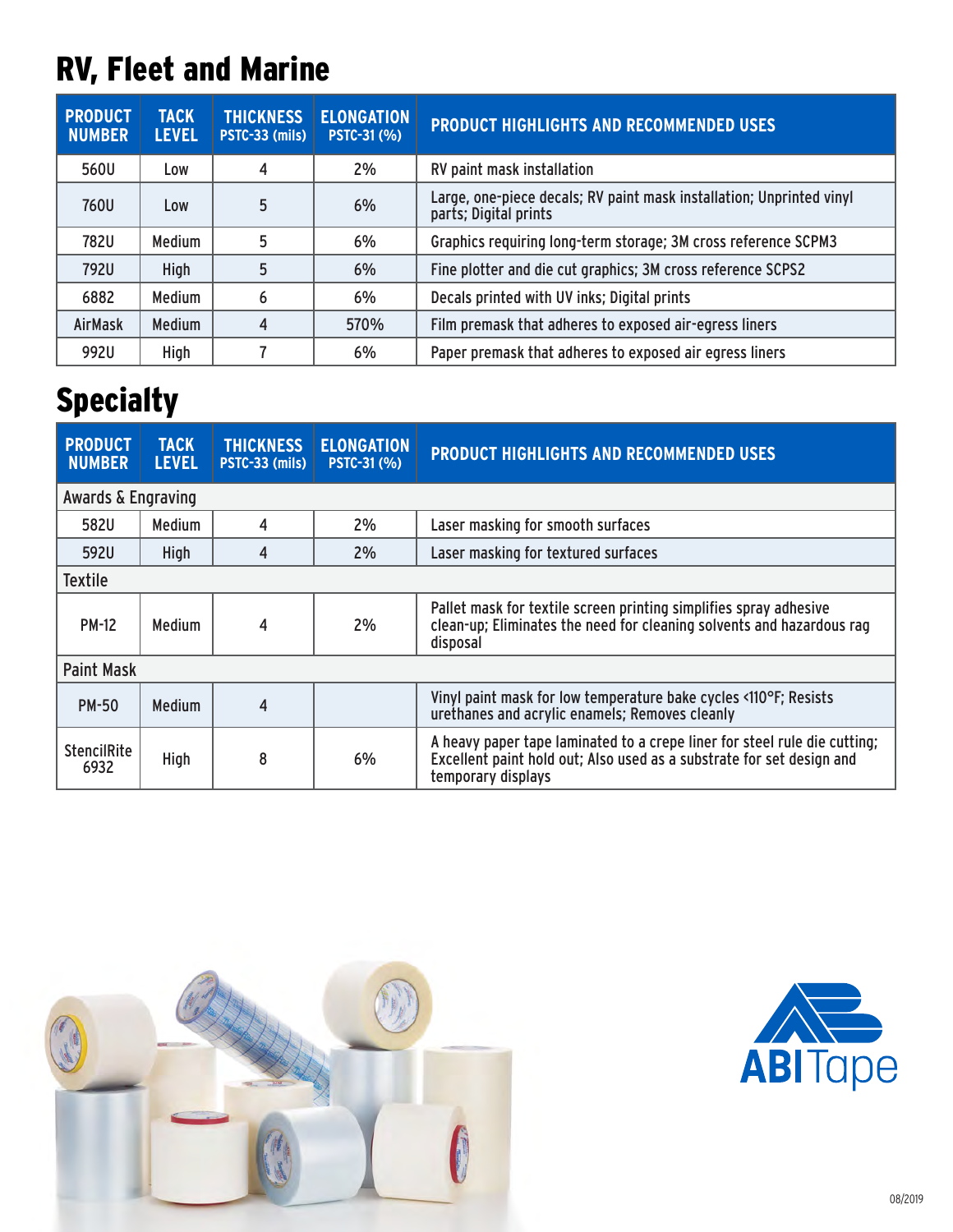## RV, Fleet and Marine

| PRODUCT NUMBER | TACK LEVEL | THICKNESS PSTC-33 (mils) | ELONGATION PSTC-31 (%) | PRODUCT HIGHLIGHTS AND RECOMMENDED USES |
|---|---|---|---|---|
| 560U | Low | 4 | 2% | RV paint mask installation |
| 760U | Low | 5 | 6% | Large, one-piece decals; RV paint mask installation; Unprinted vinyl parts; Digital prints |
| 782U | Medium | 5 | 6% | Graphics requiring long-term storage; 3M cross reference SCPM3 |
| 792U | High | 5 | 6% | Fine plotter and die cut graphics; 3M cross reference SCPS2 |
| 6882 | Medium | 6 | 6% | Decals printed with UV inks; Digital prints |
| AirMask | Medium | 4 | 570% | Film premask that adheres to exposed air-egress liners |
| 992U | High | 7 | 6% | Paper premask that adheres to exposed air egress liners |

## Specialty

| PRODUCT NUMBER | TACK LEVEL | THICKNESS PSTC-33 (mils) | ELONGATION PSTC-31 (%) | PRODUCT HIGHLIGHTS AND RECOMMENDED USES |
|---|---|---|---|---|
| Awards & Engraving | | | | |
| 582U | Medium | 4 | 2% | Laser masking for smooth surfaces |
| 592U | High | 4 | 2% | Laser masking for textured surfaces |
| Textile | | | | |
| PM-12 | Medium | 4 | 2% | Pallet mask for textile screen printing simplifies spray adhesive clean-up; Eliminates the need for cleaning solvents and hazardous rag disposal |
| Paint Mask | | | | |
| PM-50 | Medium | 4 | | Vinyl paint mask for low temperature bake cycles <110°F; Resists urethanes and acrylic enamels; Removes cleanly |
| StencilRite 6932 | High | 8 | 6% | A heavy paper tape laminated to a crepe liner for steel rule die cutting; Excellent paint hold out; Also used as a substrate for set design and temporary displays |

ABITape

08/2019